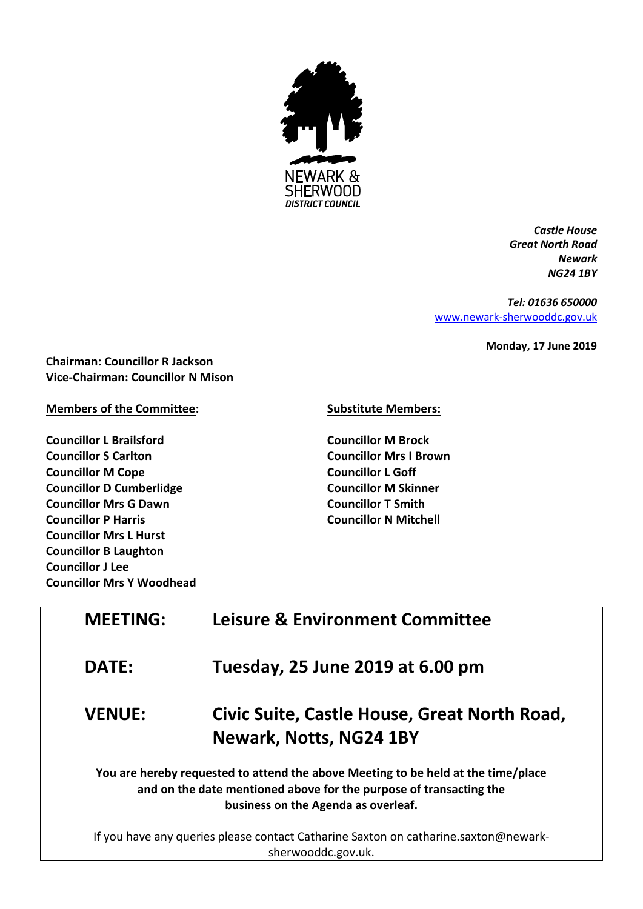NEWARK & SHERWOOD DISTRICT COUNCIL

*Castle House*
*Great North Road*
*Newark*
*NG24 1BY*

*Tel: 01636 650000*
www.newark-sherwooddc.gov.uk

**Monday, 17 June 2019**

**Chairman: Councillor R Jackson**
**Vice-Chairman: Councillor N Mison**

**Members of the Committee:**

**Councillor L Brailsford**
**Councillor S Carlton**
**Councillor M Cope**
**Councillor D Cumberlidge**
**Councillor Mrs G Dawn**
**Councillor P Harris**
**Councillor Mrs L Hurst**
**Councillor B Laughton**
**Councillor J Lee**
**Councillor Mrs Y Woodhead**

**Substitute Members:**

**Councillor M Brock**
**Councillor Mrs I Brown**
**Councillor L Goff**
**Councillor M Skinner**
**Councillor T Smith**
**Councillor N Mitchell**

| | |
|---|---|
| **MEETING:** | **Leisure & Environment Committee** |
| **DATE:** | **Tuesday, 25 June 2019 at 6.00 pm** |
| **VENUE:** | **Civic Suite, Castle House, Great North Road, Newark, Notts, NG24 1BY** |

**You are hereby requested to attend the above Meeting to be held at the time/place and on the date mentioned above for the purpose of transacting the business on the Agenda as overleaf.**

If you have any queries please contact Catharine Saxton on catharine.saxton@newark-sherwooddc.gov.uk.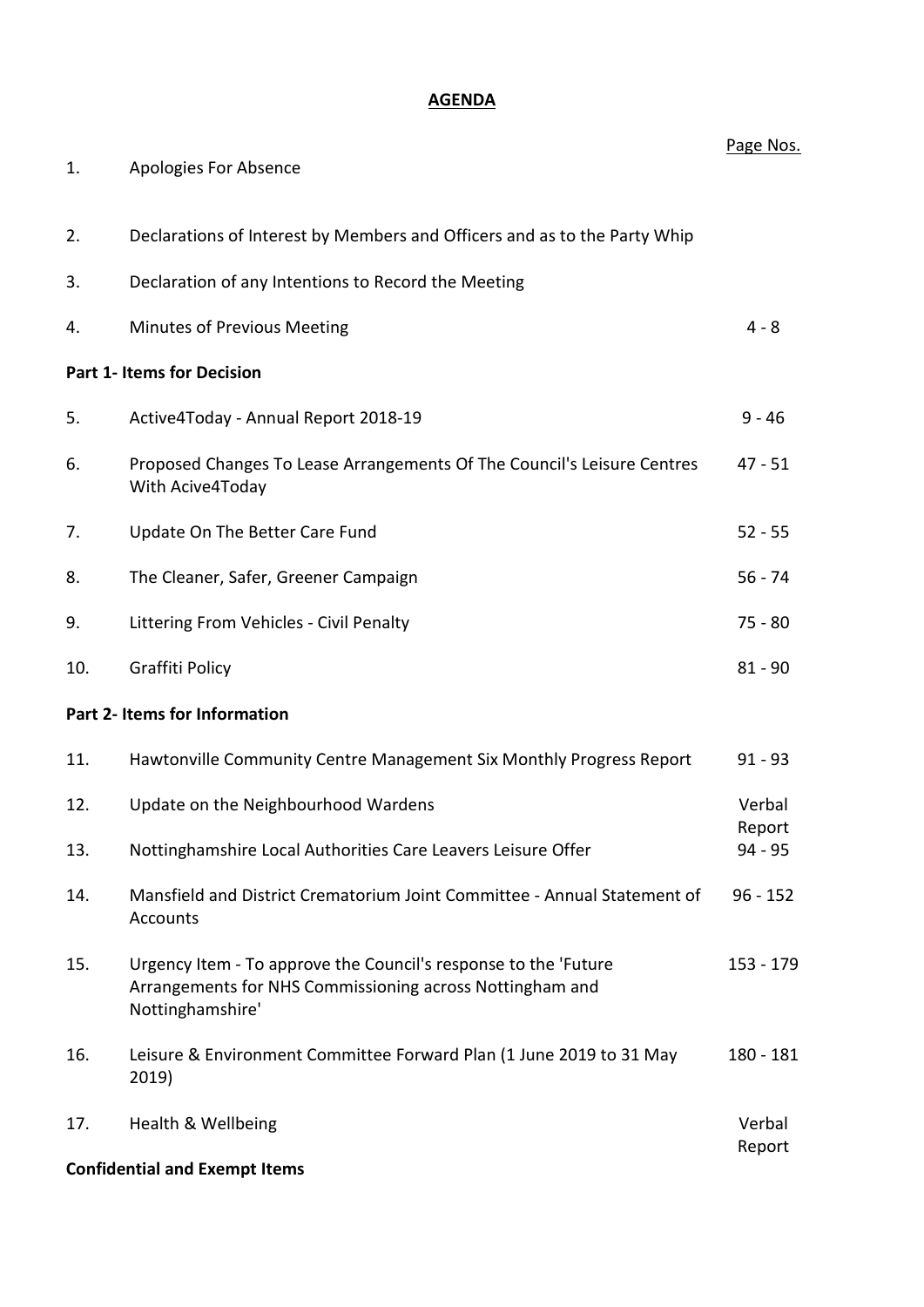# AGENDA

| | | Page Nos. |
|---|---|---|
| 1. | Apologies For Absence | |
| 2. | Declarations of Interest by Members and Officers and as to the Party Whip | |
| 3. | Declaration of any Intentions to Record the Meeting | |
| 4. | Minutes of Previous Meeting | 4 - 8 |
| **Part 1- Items for Decision** | | |
| 5. | Active4Today - Annual Report 2018-19 | 9 - 46 |
| 6. | Proposed Changes To Lease Arrangements Of The Council's Leisure Centres With Acive4Today | 47 - 51 |
| 7. | Update On The Better Care Fund | 52 - 55 |
| 8. | The Cleaner, Safer, Greener Campaign | 56 - 74 |
| 9. | Littering From Vehicles - Civil Penalty | 75 - 80 |
| 10. | Graffiti Policy | 81 - 90 |
| **Part 2- Items for Information** | | |
| 11. | Hawtonville Community Centre Management Six Monthly Progress Report | 91 - 93 |
| 12. | Update on the Neighbourhood Wardens | Verbal Report |
| 13. | Nottinghamshire Local Authorities Care Leavers Leisure Offer | 94 - 95 |
| 14. | Mansfield and District Crematorium Joint Committee - Annual Statement of Accounts | 96 - 152 |
| 15. | Urgency Item - To approve the Council's response to the 'Future Arrangements for NHS Commissioning across Nottingham and Nottinghamshire' | 153 - 179 |
| 16. | Leisure & Environment Committee Forward Plan (1 June 2019 to 31 May 2019) | 180 - 181 |
| 17. | Health & Wellbeing | Verbal Report |
| **Confidential and Exempt Items** | | |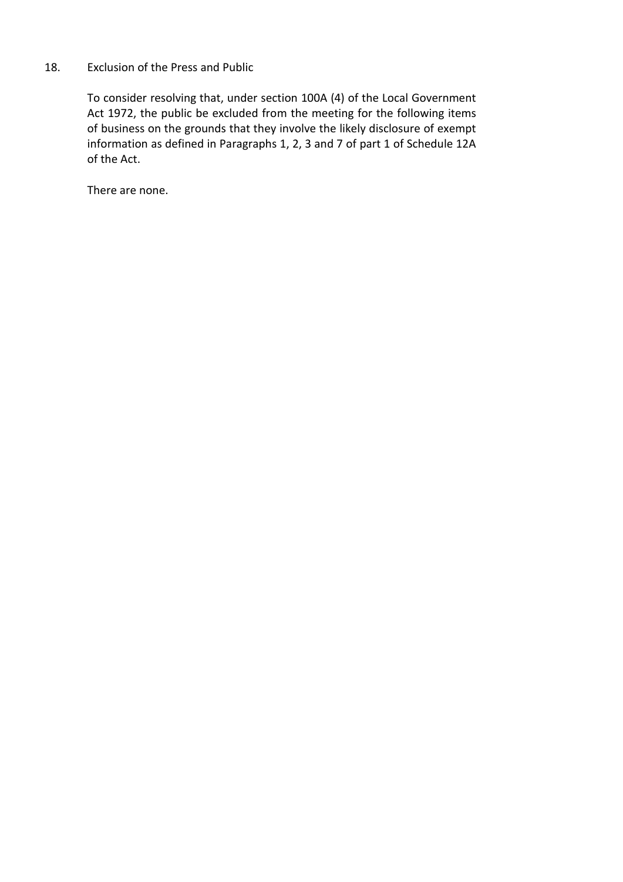18. Exclusion of the Press and Public

To consider resolving that, under section 100A (4) of the Local Government Act 1972, the public be excluded from the meeting for the following items of business on the grounds that they involve the likely disclosure of exempt information as defined in Paragraphs 1, 2, 3 and 7 of part 1 of Schedule 12A of the Act.

There are none.